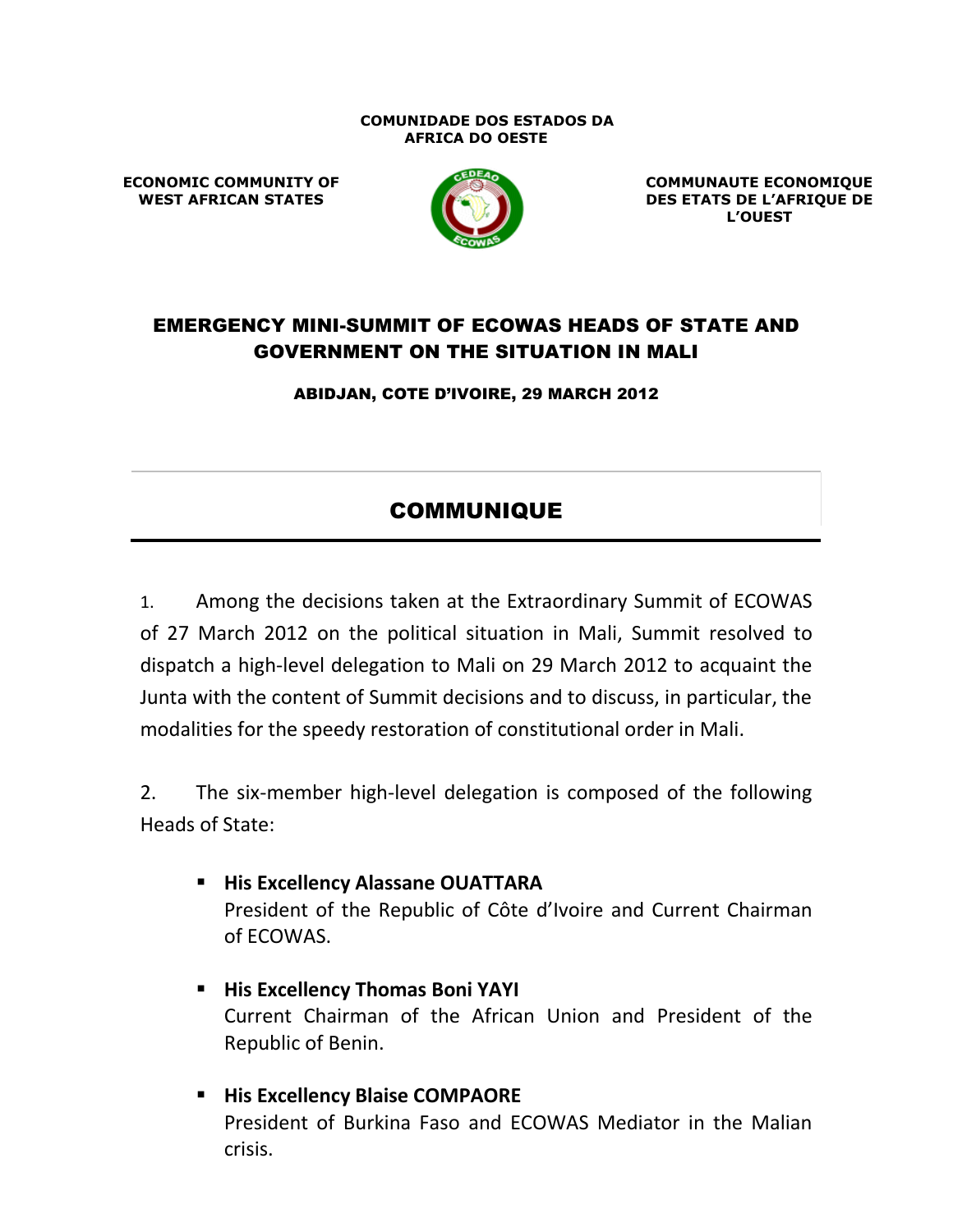**COMUNIDADE DOS ESTADOS DA AFRICA DO OESTE**

**ECONOMIC COMMUNITY OF WEST AFRICAN STATES**

**COMMUNAUTE ECONOMIQUE DES ETATS DE L'AFRIQUE DE L'OUEST**

# EMERGENCY MINI-SUMMIT OF ECOWAS HEADS OF STATE AND GOVERNMENT ON THE SITUATION IN MALI

**ABIDJAN, COTE D'IVOIRE, 29 MARCH 2012**

## COMMUNIQUE

1. Among the decisions taken at the Extraordinary Summit of ECOWAS of 27 March 2012 on the political situation in Mali, Summit resolved to dispatch a high-level delegation to Mali on 29 March 2012 to acquaint the Junta with the content of Summit decisions and to discuss, in particular, the modalities for the speedy restoration of constitutional order in Mali.

2. The six-member high-level delegation is composed of the following Heads of State:

- **His Excellency Alassane OUATTARA**
  President of the Republic of Côte d'Ivoire and Current Chairman of ECOWAS.

- **His Excellency Thomas Boni YAYI**
  Current Chairman of the African Union and President of the Republic of Benin.

- **His Excellency Blaise COMPAORE**
  President of Burkina Faso and ECOWAS Mediator in the Malian crisis.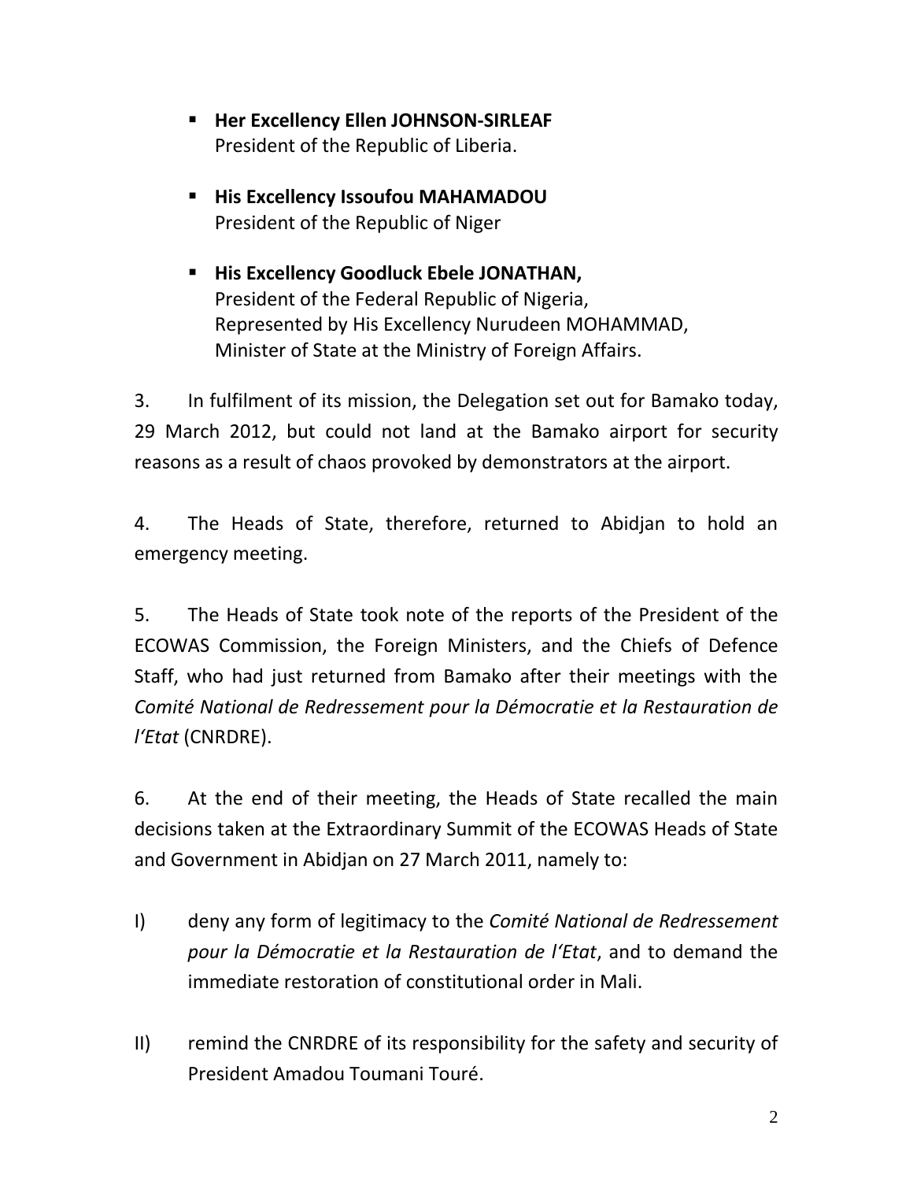- **Her Excellency Ellen JOHNSON-SIRLEAF**
  President of the Republic of Liberia.

- **His Excellency Issoufou MAHAMADOU**
  President of the Republic of Niger

- **His Excellency Goodluck Ebele JONATHAN,**
  President of the Federal Republic of Nigeria,
  Represented by His Excellency Nurudeen MOHAMMAD,
  Minister of State at the Ministry of Foreign Affairs.

3. In fulfilment of its mission, the Delegation set out for Bamako today, 29 March 2012, but could not land at the Bamako airport for security reasons as a result of chaos provoked by demonstrators at the airport.

4. The Heads of State, therefore, returned to Abidjan to hold an emergency meeting.

5. The Heads of State took note of the reports of the President of the ECOWAS Commission, the Foreign Ministers, and the Chiefs of Defence Staff, who had just returned from Bamako after their meetings with the *Comité National de Redressement pour la Démocratie et la Restauration de l'Etat* (CNRDRE).

6. At the end of their meeting, the Heads of State recalled the main decisions taken at the Extraordinary Summit of the ECOWAS Heads of State and Government in Abidjan on 27 March 2011, namely to:

I) deny any form of legitimacy to the *Comité National de Redressement pour la Démocratie et la Restauration de l'Etat*, and to demand the immediate restoration of constitutional order in Mali.

II) remind the CNRDRE of its responsibility for the safety and security of President Amadou Toumani Touré.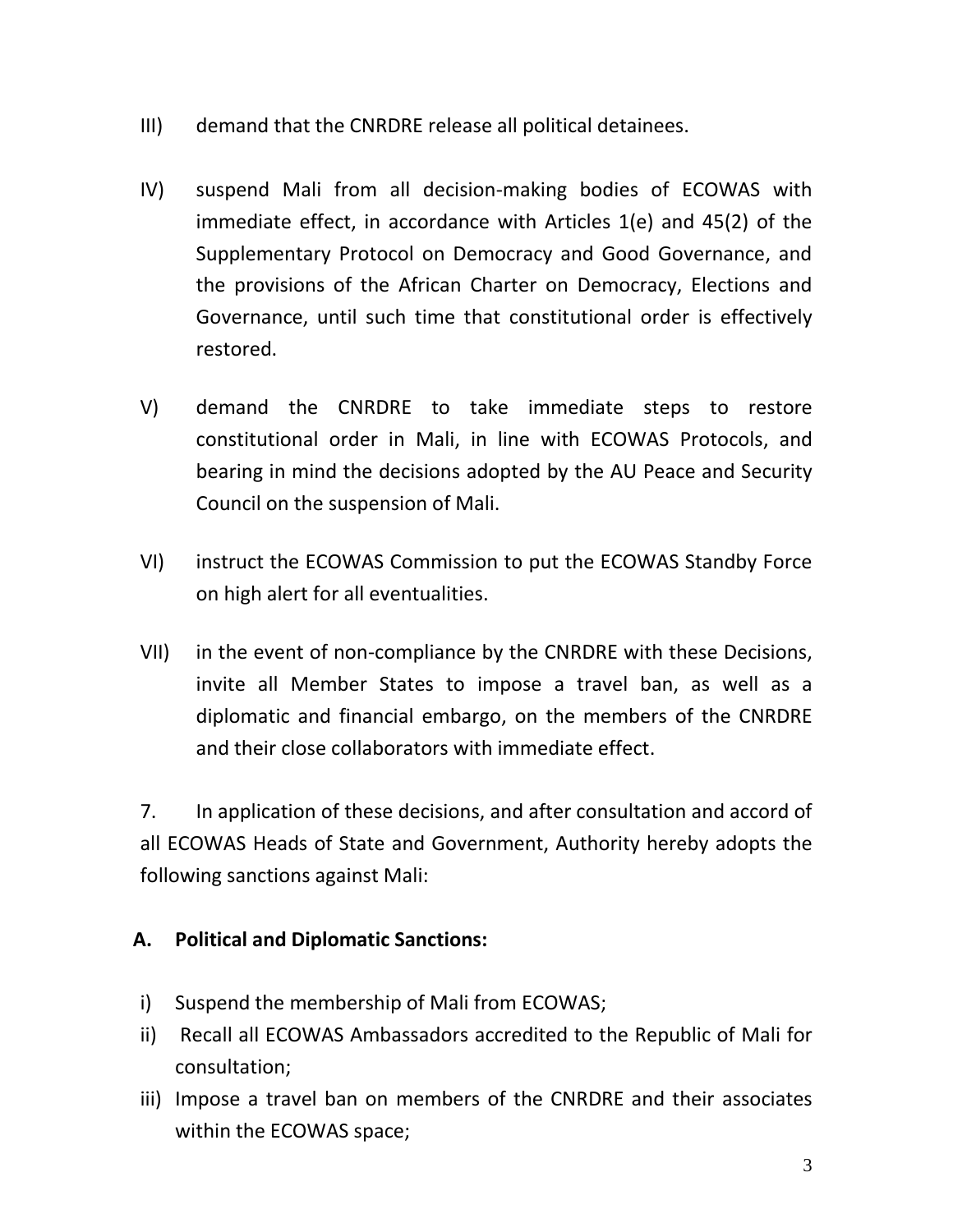III) demand that the CNRDRE release all political detainees.

IV) suspend Mali from all decision-making bodies of ECOWAS with immediate effect, in accordance with Articles 1(e) and 45(2) of the Supplementary Protocol on Democracy and Good Governance, and the provisions of the African Charter on Democracy, Elections and Governance, until such time that constitutional order is effectively restored.

V) demand the CNRDRE to take immediate steps to restore constitutional order in Mali, in line with ECOWAS Protocols, and bearing in mind the decisions adopted by the AU Peace and Security Council on the suspension of Mali.

VI) instruct the ECOWAS Commission to put the ECOWAS Standby Force on high alert for all eventualities.

VII) in the event of non-compliance by the CNRDRE with these Decisions, invite all Member States to impose a travel ban, as well as a diplomatic and financial embargo, on the members of the CNRDRE and their close collaborators with immediate effect.

7. In application of these decisions, and after consultation and accord of all ECOWAS Heads of State and Government, Authority hereby adopts the following sanctions against Mali:

**A. Political and Diplomatic Sanctions:**

i) Suspend the membership of Mali from ECOWAS;
ii) Recall all ECOWAS Ambassadors accredited to the Republic of Mali for consultation;
iii) Impose a travel ban on members of the CNRDRE and their associates within the ECOWAS space;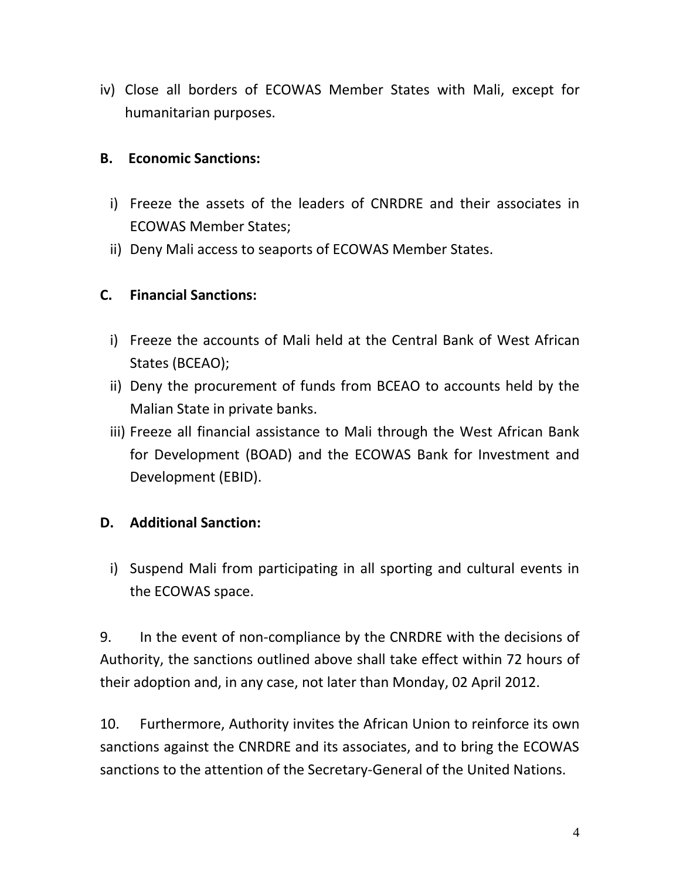iv) Close all borders of ECOWAS Member States with Mali, except for humanitarian purposes.

**B. Economic Sanctions:**

i) Freeze the assets of the leaders of CNRDRE and their associates in ECOWAS Member States;

ii) Deny Mali access to seaports of ECOWAS Member States.

**C. Financial Sanctions:**

i) Freeze the accounts of Mali held at the Central Bank of West African States (BCEAO);

ii) Deny the procurement of funds from BCEAO to accounts held by the Malian State in private banks.

iii) Freeze all financial assistance to Mali through the West African Bank for Development (BOAD) and the ECOWAS Bank for Investment and Development (EBID).

**D. Additional Sanction:**

i) Suspend Mali from participating in all sporting and cultural events in the ECOWAS space.

9. In the event of non-compliance by the CNRDRE with the decisions of Authority, the sanctions outlined above shall take effect within 72 hours of their adoption and, in any case, not later than Monday, 02 April 2012.

10. Furthermore, Authority invites the African Union to reinforce its own sanctions against the CNRDRE and its associates, and to bring the ECOWAS sanctions to the attention of the Secretary-General of the United Nations.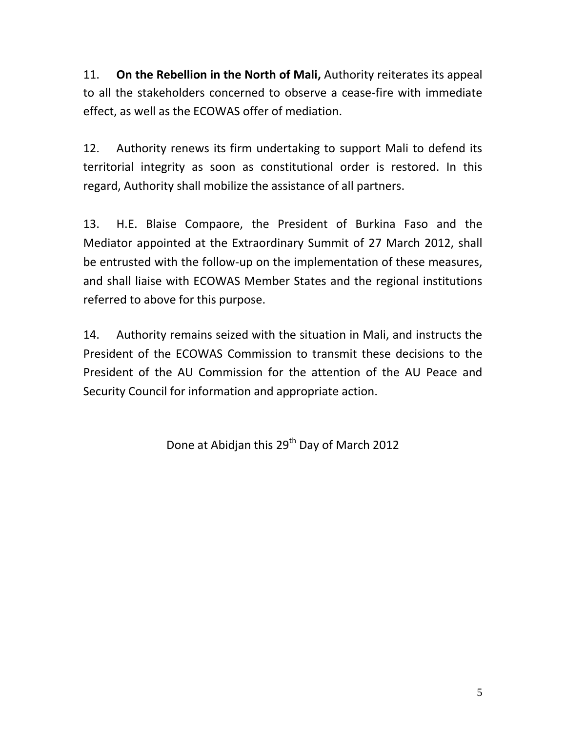11. **On the Rebellion in the North of Mali,** Authority reiterates its appeal to all the stakeholders concerned to observe a cease-fire with immediate effect, as well as the ECOWAS offer of mediation.

12. Authority renews its firm undertaking to support Mali to defend its territorial integrity as soon as constitutional order is restored. In this regard, Authority shall mobilize the assistance of all partners.

13. H.E. Blaise Compaore, the President of Burkina Faso and the Mediator appointed at the Extraordinary Summit of 27 March 2012, shall be entrusted with the follow-up on the implementation of these measures, and shall liaise with ECOWAS Member States and the regional institutions referred to above for this purpose.

14. Authority remains seized with the situation in Mali, and instructs the President of the ECOWAS Commission to transmit these decisions to the President of the AU Commission for the attention of the AU Peace and Security Council for information and appropriate action.

Done at Abidjan this 29th Day of March 2012